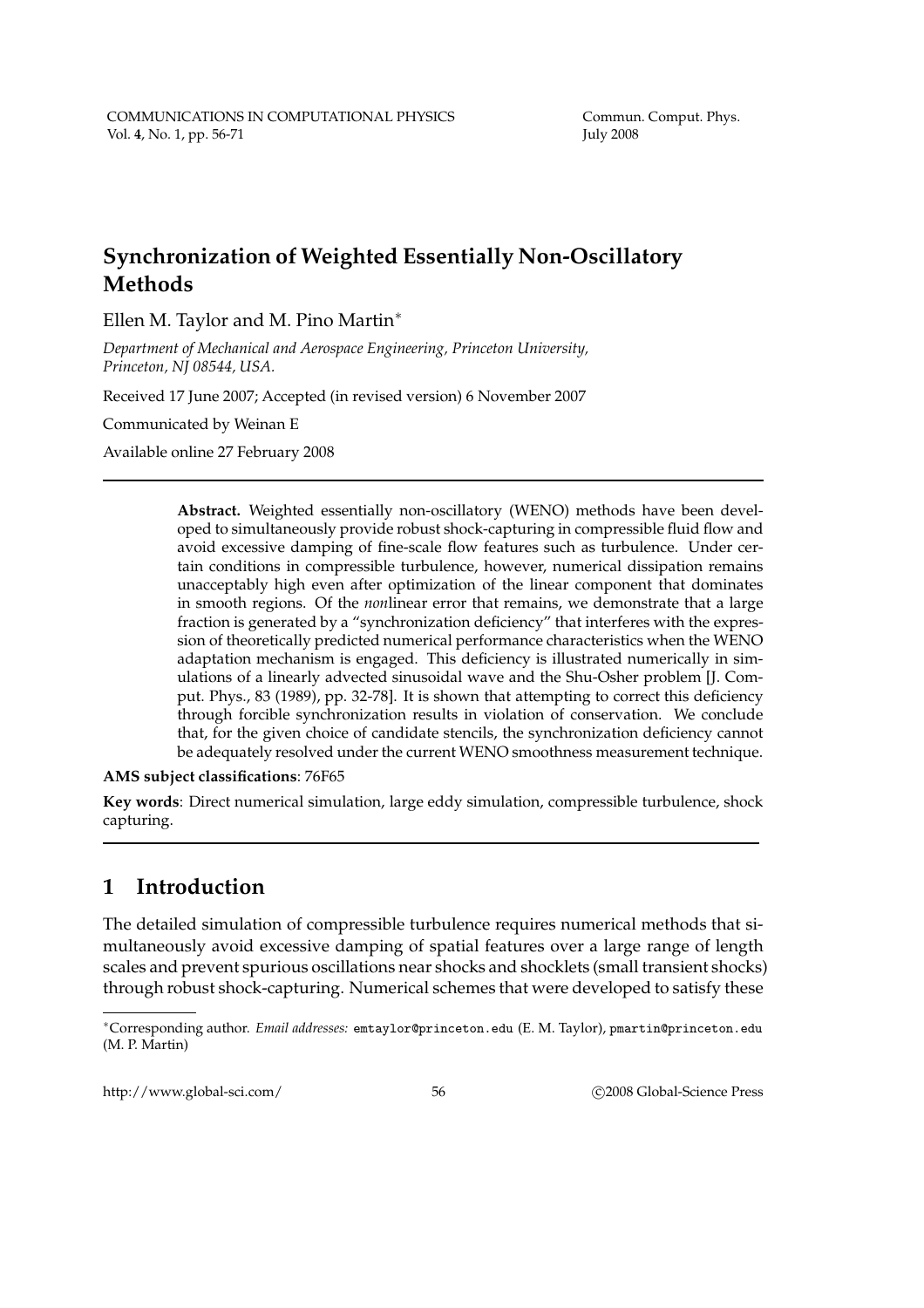# Synchronization of Weighted Essentially Non-Oscillatory Methods

Ellen M. Taylor and M. Pino Martin*

*Department of Mechanical and Aerospace Engineering, Princeton University, Princeton, NJ 08544, USA.*

Received 17 June 2007; Accepted (in revised version) 6 November 2007

Communicated by Weinan E

Available online 27 February 2008

---

> **Abstract.** Weighted essentially non-oscillatory (WENO) methods have been developed to simultaneously provide robust shock-capturing in compressible fluid flow and avoid excessive damping of fine-scale flow features such as turbulence. Under certain conditions in compressible turbulence, however, numerical dissipation remains unacceptably high even after optimization of the linear component that dominates in smooth regions. Of the *non*linear error that remains, we demonstrate that a large fraction is generated by a "synchronization deficiency" that interferes with the expression of theoretically predicted numerical performance characteristics when the WENO adaptation mechanism is engaged. This deficiency is illustrated numerically in simulations of a linearly advected sinusoidal wave and the Shu-Osher problem [J. Comput. Phys., 83 (1989), pp. 32-78]. It is shown that attempting to correct this deficiency through forcible synchronization results in violation of conservation. We conclude that, for the given choice of candidate stencils, the synchronization deficiency cannot be adequately resolved under the current WENO smoothness measurement technique.

**AMS subject classifications**: 76F65

**Key words**: Direct numerical simulation, large eddy simulation, compressible turbulence, shock capturing.

---

## 1 Introduction

The detailed simulation of compressible turbulence requires numerical methods that simultaneously avoid excessive damping of spatial features over a large range of length scales and prevent spurious oscillations near shocks and shocklets (small transient shocks) through robust shock-capturing. Numerical schemes that were developed to satisfy these

---

*Corresponding author. *Email addresses:* emtaylor@princeton.edu (E. M. Taylor), pmartin@princeton.edu (M. P. Martin)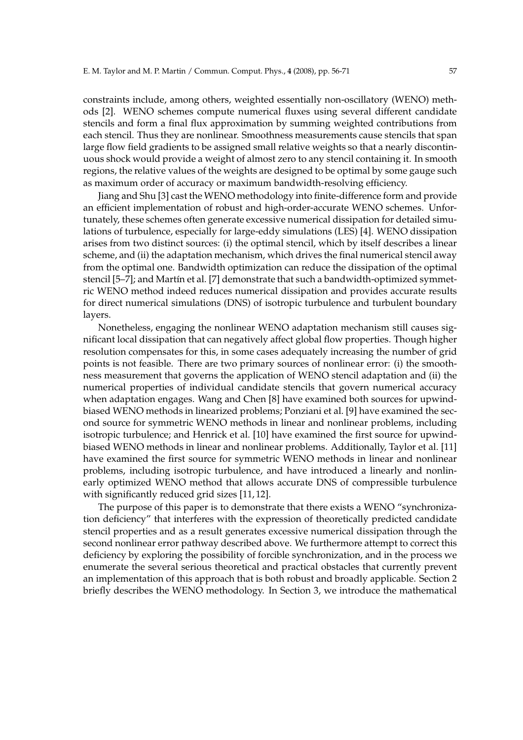constraints include, among others, weighted essentially non-oscillatory (WENO) methods [2]. WENO schemes compute numerical fluxes using several different candidate stencils and form a final flux approximation by summing weighted contributions from each stencil. Thus they are nonlinear. Smoothness measurements cause stencils that span large flow field gradients to be assigned small relative weights so that a nearly discontinuous shock would provide a weight of almost zero to any stencil containing it. In smooth regions, the relative values of the weights are designed to be optimal by some gauge such as maximum order of accuracy or maximum bandwidth-resolving efficiency.

Jiang and Shu [3] cast the WENO methodology into finite-difference form and provide an efficient implementation of robust and high-order-accurate WENO schemes. Unfortunately, these schemes often generate excessive numerical dissipation for detailed simulations of turbulence, especially for large-eddy simulations (LES) [4]. WENO dissipation arises from two distinct sources: (i) the optimal stencil, which by itself describes a linear scheme, and (ii) the adaptation mechanism, which drives the final numerical stencil away from the optimal one. Bandwidth optimization can reduce the dissipation of the optimal stencil [5–7]; and Martín et al. [7] demonstrate that such a bandwidth-optimized symmetric WENO method indeed reduces numerical dissipation and provides accurate results for direct numerical simulations (DNS) of isotropic turbulence and turbulent boundary layers.

Nonetheless, engaging the nonlinear WENO adaptation mechanism still causes significant local dissipation that can negatively affect global flow properties. Though higher resolution compensates for this, in some cases adequately increasing the number of grid points is not feasible. There are two primary sources of nonlinear error: (i) the smoothness measurement that governs the application of WENO stencil adaptation and (ii) the numerical properties of individual candidate stencils that govern numerical accuracy when adaptation engages. Wang and Chen [8] have examined both sources for upwind-biased WENO methods in linearized problems; Ponziani et al. [9] have examined the second source for symmetric WENO methods in linear and nonlinear problems, including isotropic turbulence; and Henrick et al. [10] have examined the first source for upwind-biased WENO methods in linear and nonlinear problems. Additionally, Taylor et al. [11] have examined the first source for symmetric WENO methods in linear and nonlinear problems, including isotropic turbulence, and have introduced a linearly and nonlinearly optimized WENO method that allows accurate DNS of compressible turbulence with significantly reduced grid sizes [11, 12].

The purpose of this paper is to demonstrate that there exists a WENO "synchronization deficiency" that interferes with the expression of theoretically predicted candidate stencil properties and as a result generates excessive numerical dissipation through the second nonlinear error pathway described above. We furthermore attempt to correct this deficiency by exploring the possibility of forcible synchronization, and in the process we enumerate the several serious theoretical and practical obstacles that currently prevent an implementation of this approach that is both robust and broadly applicable. Section 2 briefly describes the WENO methodology. In Section 3, we introduce the mathematical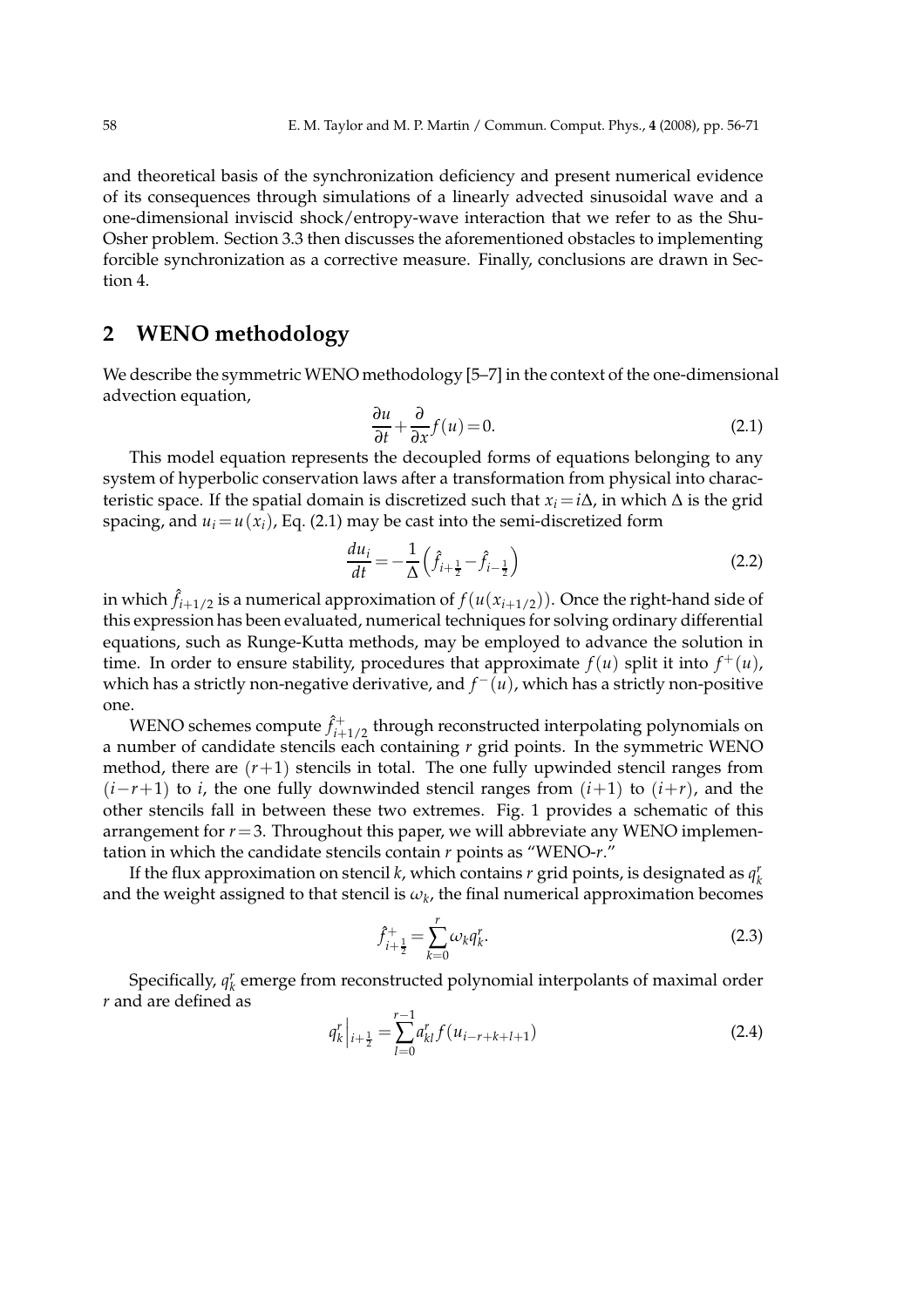and theoretical basis of the synchronization deficiency and present numerical evidence of its consequences through simulations of a linearly advected sinusoidal wave and a one-dimensional inviscid shock/entropy-wave interaction that we refer to as the Shu-Osher problem. Section 3.3 then discusses the aforementioned obstacles to implementing forcible synchronization as a corrective measure. Finally, conclusions are drawn in Section 4.

## 2 WENO methodology

We describe the symmetric WENO methodology [5–7] in the context of the one-dimensional advection equation,

$$\frac{\partial u}{\partial t}+\frac{\partial}{\partial x}f(u)=0. \tag{2.1}$$

This model equation represents the decoupled forms of equations belonging to any system of hyperbolic conservation laws after a transformation from physical into characteristic space. If the spatial domain is discretized such that $x_i=i\Delta$, in which $\Delta$ is the grid spacing, and $u_i=u(x_i)$, Eq. (2.1) may be cast into the semi-discretized form

$$\frac{du_i}{dt}=-\frac{1}{\Delta}\left(\hat{f}_{i+\frac{1}{2}}-\hat{f}_{i-\frac{1}{2}}\right) \tag{2.2}$$

in which $\hat{f}_{i+1/2}$ is a numerical approximation of $f(u(x_{i+1/2}))$. Once the right-hand side of this expression has been evaluated, numerical techniques for solving ordinary differential equations, such as Runge-Kutta methods, may be employed to advance the solution in time. In order to ensure stability, procedures that approximate $f(u)$ split it into $f^+(u)$, which has a strictly non-negative derivative, and $f^-(u)$, which has a strictly non-positive one.

WENO schemes compute $\hat{f}^+_{i+1/2}$ through reconstructed interpolating polynomials on a number of candidate stencils each containing $r$ grid points. In the symmetric WENO method, there are $(r+1)$ stencils in total. The one fully upwinded stencil ranges from $(i-r+1)$ to $i$, the one fully downwinded stencil ranges from $(i+1)$ to $(i+r)$, and the other stencils fall in between these two extremes. Fig. 1 provides a schematic of this arrangement for $r=3$. Throughout this paper, we will abbreviate any WENO implementation in which the candidate stencils contain $r$ points as "WENO-$r$."

If the flux approximation on stencil $k$, which contains $r$ grid points, is designated as $q^r_k$ and the weight assigned to that stencil is $\omega_k$, the final numerical approximation becomes

$$\hat{f}^+_{i+\frac{1}{2}}=\sum_{k=0}^{r}\omega_k q^r_k. \tag{2.3}$$

Specifically, $q^r_k$ emerge from reconstructed polynomial interpolants of maximal order $r$ and are defined as

$$q^r_k\Big|_{i+\frac{1}{2}}=\sum_{l=0}^{r-1}a^r_{kl}f(u_{i-r+k+l+1}) \tag{2.4}$$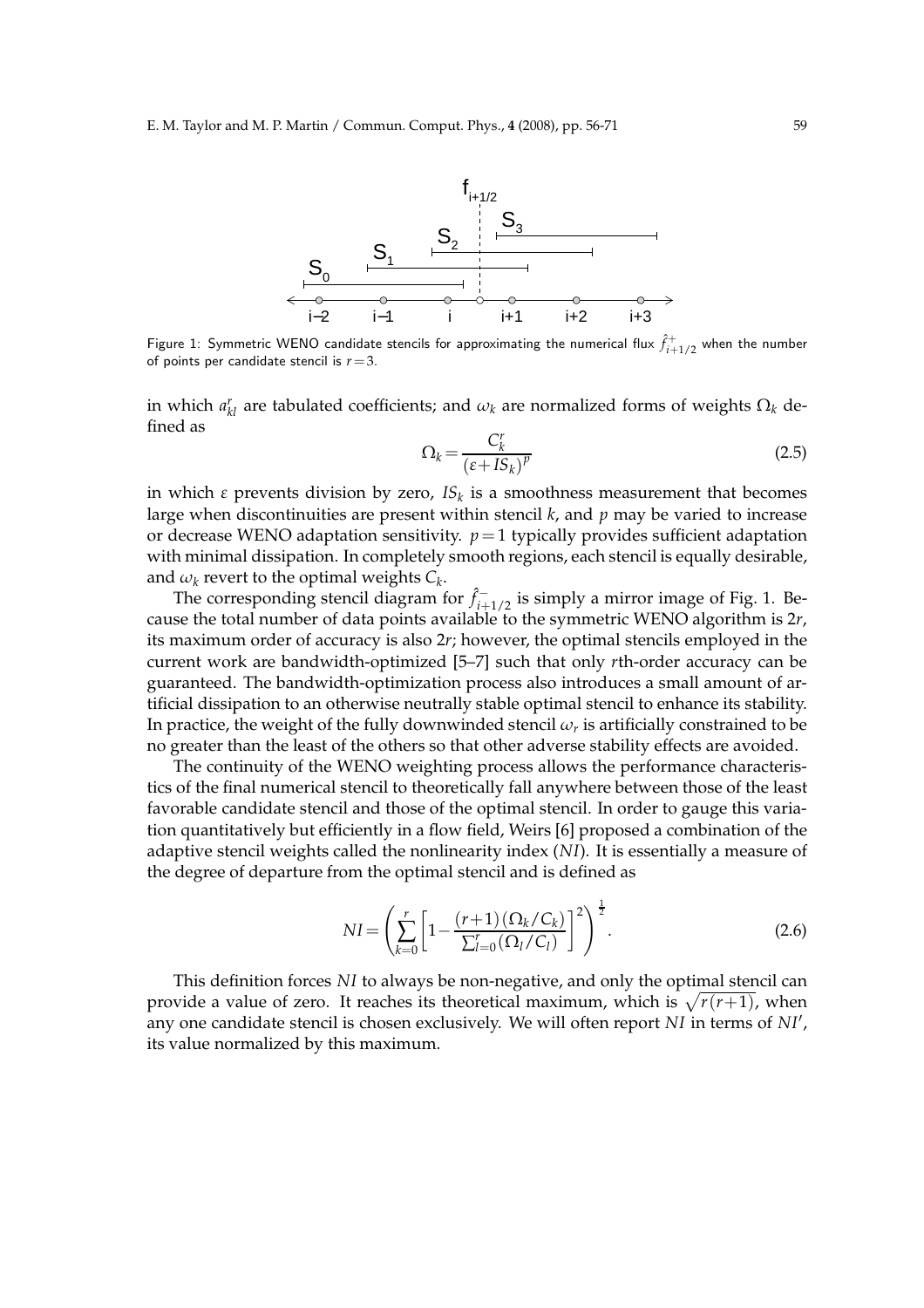Figure 1: Symmetric WENO candidate stencils for approximating the numerical flux $\hat{f}^{+}_{i+1/2}$ when the number of points per candidate stencil is $r=3$.

in which $a^r_{kl}$ are tabulated coefficients; and $\omega_k$ are normalized forms of weights $\Omega_k$ defined as

$$\Omega_k = \frac{C^r_k}{(\varepsilon + IS_k)^p} \tag{2.5}$$

in which $\varepsilon$ prevents division by zero, $IS_k$ is a smoothness measurement that becomes large when discontinuities are present within stencil $k$, and $p$ may be varied to increase or decrease WENO adaptation sensitivity. $p=1$ typically provides sufficient adaptation with minimal dissipation. In completely smooth regions, each stencil is equally desirable, and $\omega_k$ revert to the optimal weights $C_k$.

The corresponding stencil diagram for $\hat{f}^{-}_{i+1/2}$ is simply a mirror image of Fig. 1. Because the total number of data points available to the symmetric WENO algorithm is $2r$, its maximum order of accuracy is also $2r$; however, the optimal stencils employed in the current work are bandwidth-optimized [5–7] such that only $r$th-order accuracy can be guaranteed. The bandwidth-optimization process also introduces a small amount of artificial dissipation to an otherwise neutrally stable optimal stencil to enhance its stability. In practice, the weight of the fully downwinded stencil $\omega_r$ is artificially constrained to be no greater than the least of the others so that other adverse stability effects are avoided.

The continuity of the WENO weighting process allows the performance characteristics of the final numerical stencil to theoretically fall anywhere between those of the least favorable candidate stencil and those of the optimal stencil. In order to gauge this variation quantitatively but efficiently in a flow field, Weirs [6] proposed a combination of the adaptive stencil weights called the nonlinearity index ($NI$). It is essentially a measure of the degree of departure from the optimal stencil and is defined as

$$NI = \left( \sum_{k=0}^{r} \left[ 1 - \frac{(r+1)(\Omega_k/C_k)}{\sum_{l=0}^{r}(\Omega_l/C_l)} \right]^2 \right)^{\frac{1}{2}}. \tag{2.6}$$

This definition forces $NI$ to always be non-negative, and only the optimal stencil can provide a value of zero. It reaches its theoretical maximum, which is $\sqrt{r(r+1)}$, when any one candidate stencil is chosen exclusively. We will often report $NI$ in terms of $NI'$, its value normalized by this maximum.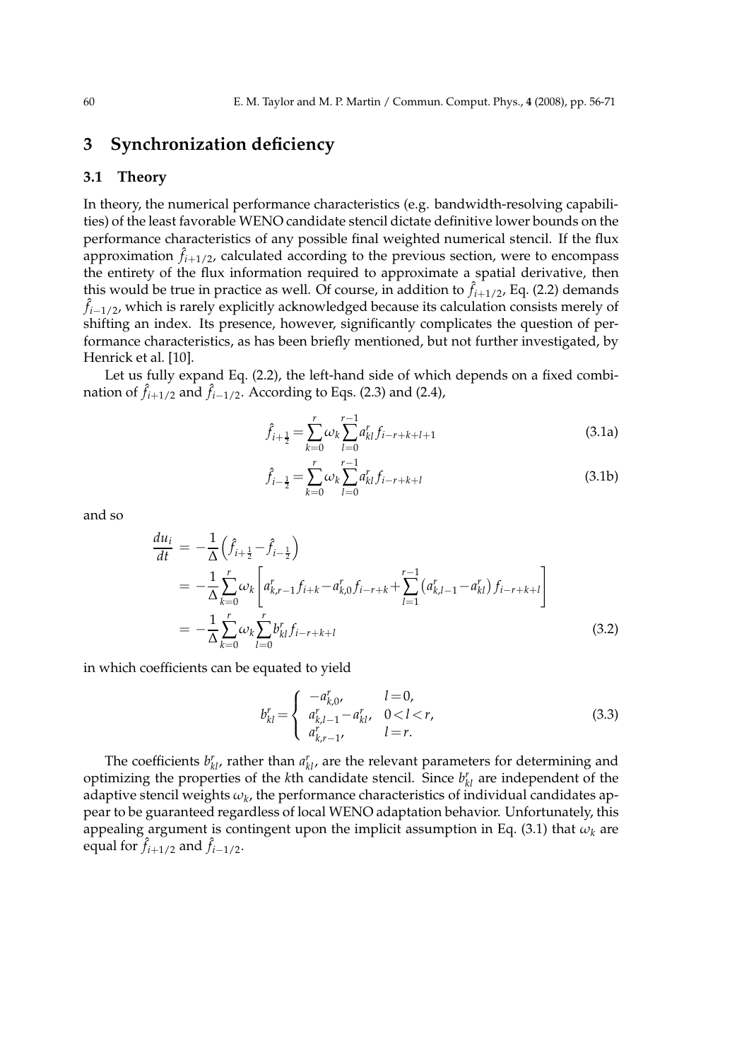# 3 Synchronization deficiency

## 3.1 Theory

In theory, the numerical performance characteristics (e.g. bandwidth-resolving capabilities) of the least favorable WENO candidate stencil dictate definitive lower bounds on the performance characteristics of any possible final weighted numerical stencil. If the flux approximation $\hat{f}_{i+1/2}$, calculated according to the previous section, were to encompass the entirety of the flux information required to approximate a spatial derivative, then this would be true in practice as well. Of course, in addition to $\hat{f}_{i+1/2}$, Eq. (2.2) demands $\hat{f}_{i-1/2}$, which is rarely explicitly acknowledged because its calculation consists merely of shifting an index. Its presence, however, significantly complicates the question of performance characteristics, as has been briefly mentioned, but not further investigated, by Henrick et al. [10].

Let us fully expand Eq. (2.2), the left-hand side of which depends on a fixed combination of $\hat{f}_{i+1/2}$ and $\hat{f}_{i-1/2}$. According to Eqs. (2.3) and (2.4),

$$\hat{f}_{i+\frac{1}{2}} = \sum_{k=0}^{r} \omega_k \sum_{l=0}^{r-1} a_{kl}^{r} f_{i-r+k+l+1} \tag{3.1a}$$

$$\hat{f}_{i-\frac{1}{2}} = \sum_{k=0}^{r} \omega_k \sum_{l=0}^{r-1} a_{kl}^{r} f_{i-r+k+l} \tag{3.1b}$$

and so

$$\begin{aligned}
\frac{du_i}{dt} &= -\frac{1}{\Delta}\left(\hat{f}_{i+\frac{1}{2}} - \hat{f}_{i-\frac{1}{2}}\right) \\
&= -\frac{1}{\Delta}\sum_{k=0}^{r} \omega_k \left[ a_{k,r-1}^{r} f_{i+k} - a_{k,0}^{r} f_{i-r+k} + \sum_{l=1}^{r-1}\left(a_{k,l-1}^{r} - a_{kl}^{r}\right) f_{i-r+k+l} \right] \\
&= -\frac{1}{\Delta}\sum_{k=0}^{r} \omega_k \sum_{l=0}^{r} b_{kl}^{r} f_{i-r+k+l}
\end{aligned} \tag{3.2}$$

in which coefficients can be equated to yield

$$b_{kl}^{r} = \begin{cases} -a_{k,0}^{r}, & l=0, \\ a_{k,l-1}^{r} - a_{kl}^{r}, & 0<l<r, \\ a_{k,r-1}^{r}, & l=r. \end{cases} \tag{3.3}$$

The coefficients $b_{kl}^{r}$, rather than $a_{kl}^{r}$, are the relevant parameters for determining and optimizing the properties of the $k$th candidate stencil. Since $b_{kl}^{r}$ are independent of the adaptive stencil weights $\omega_k$, the performance characteristics of individual candidates appear to be guaranteed regardless of local WENO adaptation behavior. Unfortunately, this appealing argument is contingent upon the implicit assumption in Eq. (3.1) that $\omega_k$ are equal for $\hat{f}_{i+1/2}$ and $\hat{f}_{i-1/2}$.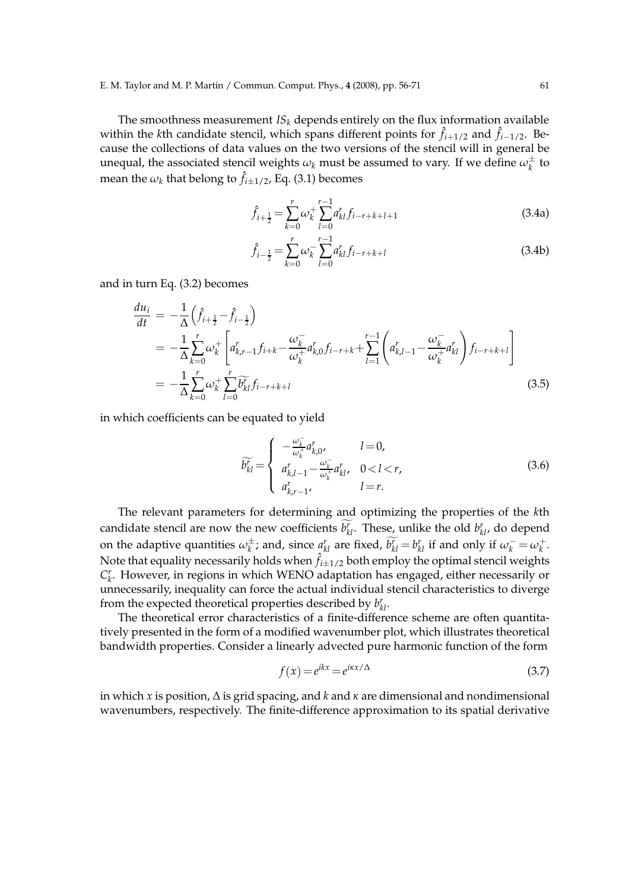The smoothness measurement $IS_k$ depends entirely on the flux information available within the $k$th candidate stencil, which spans different points for $\hat{f}_{i+1/2}$ and $\hat{f}_{i-1/2}$. Because the collections of data values on the two versions of the stencil will in general be unequal, the associated stencil weights $\omega_k$ must be assumed to vary. If we define $\omega_k^{\pm}$ to mean the $\omega_k$ that belong to $\hat{f}_{i\pm 1/2}$, Eq. (3.1) becomes

$$\hat{f}_{i+\frac{1}{2}} = \sum_{k=0}^{r} \omega_k^{+} \sum_{l=0}^{r-1} a_{kl}^{r} f_{i-r+k+l+1} \tag{3.4a}$$

$$\hat{f}_{i-\frac{1}{2}} = \sum_{k=0}^{r} \omega_k^{-} \sum_{l=0}^{r-1} a_{kl}^{r} f_{i-r+k+l} \tag{3.4b}$$

and in turn Eq. (3.2) becomes

$$\begin{aligned}
\frac{du_i}{dt} &= -\frac{1}{\Delta}\left(\hat{f}_{i+\frac{1}{2}} - \hat{f}_{i-\frac{1}{2}}\right) \\
&= -\frac{1}{\Delta}\sum_{k=0}^{r}\omega_k^{+}\left[a_{k,r-1}^{r} f_{i+k} - \frac{\omega_k^{-}}{\omega_k^{+}} a_{k,0}^{r} f_{i-r+k} + \sum_{l=1}^{r-1}\left(a_{k,l-1}^{r} - \frac{\omega_k^{-}}{\omega_k^{+}} a_{kl}^{r}\right) f_{i-r+k+l}\right] \\
&= -\frac{1}{\Delta}\sum_{k=0}^{r}\omega_k^{+}\sum_{l=0}^{r}\widetilde{b_{kl}^{r}} f_{i-r+k+l}
\end{aligned} \tag{3.5}$$

in which coefficients can be equated to yield

$$\widetilde{b_{kl}^{r}} = \begin{cases} -\frac{\omega_k^{-}}{\omega_k^{+}} a_{k,0}^{r}, & l=0, \\ a_{k,l-1}^{r} - \frac{\omega_k^{-}}{\omega_k^{+}} a_{kl}^{r}, & 0<l<r, \\ a_{k,r-1}^{r}, & l=r. \end{cases} \tag{3.6}$$

The relevant parameters for determining and optimizing the properties of the $k$th candidate stencil are now the new coefficients $\widetilde{b_{kl}^{r}}$. These, unlike the old $b_{kl}^{r}$, do depend on the adaptive quantities $\omega_k^{\pm}$; and, since $a_{kl}^{r}$ are fixed, $\widetilde{b_{kl}^{r}} = b_{kl}^{r}$ if and only if $\omega_k^{-} = \omega_k^{+}$. Note that equality necessarily holds when $\hat{f}_{i\pm 1/2}$ both employ the optimal stencil weights $C_k^r$. However, in regions in which WENO adaptation has engaged, either necessarily or unnecessarily, inequality can force the actual individual stencil characteristics to diverge from the expected theoretical properties described by $b_{kl}^{r}$.

The theoretical error characteristics of a finite-difference scheme are often quantitatively presented in the form of a modified wavenumber plot, which illustrates theoretical bandwidth properties. Consider a linearly advected pure harmonic function of the form

$$f(x) = e^{ikx} = e^{i\kappa x/\Delta} \tag{3.7}$$

in which $x$ is position, $\Delta$ is grid spacing, and $k$ and $\kappa$ are dimensional and nondimensional wavenumbers, respectively. The finite-difference approximation to its spatial derivative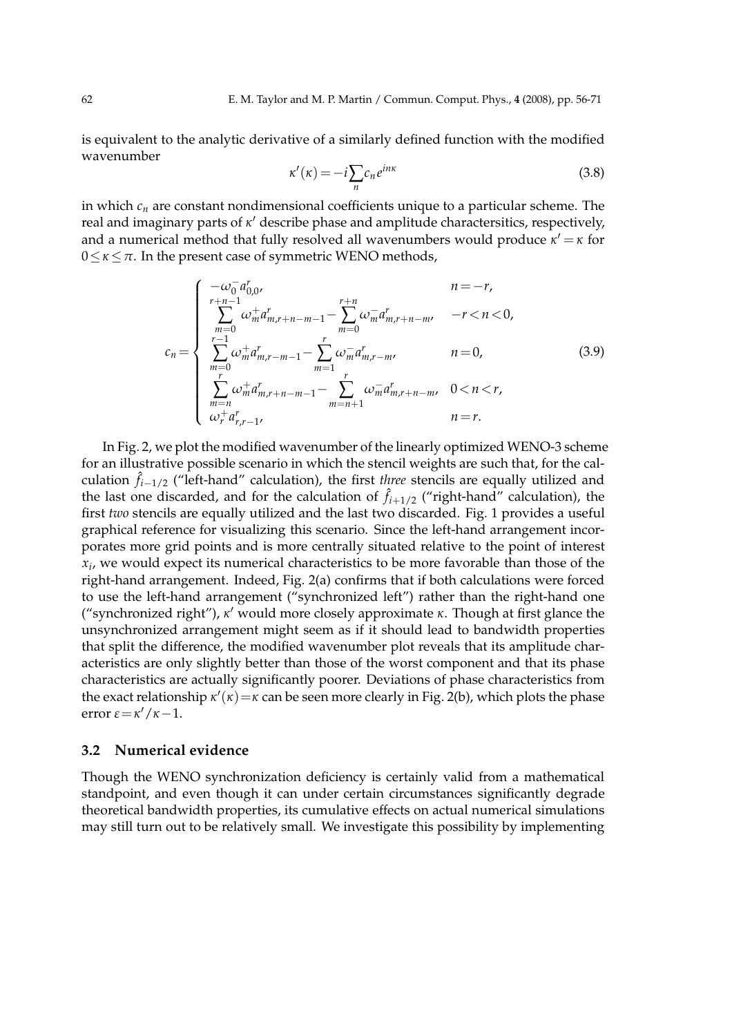is equivalent to the analytic derivative of a similarly defined function with the modified wavenumber

$$\kappa'(\kappa) = -i\sum_n c_n e^{in\kappa} \tag{3.8}$$

in which $c_n$ are constant nondimensional coefficients unique to a particular scheme. The real and imaginary parts of $\kappa'$ describe phase and amplitude charactersitics, respectively, and a numerical method that fully resolved all wavenumbers would produce $\kappa' = \kappa$ for $0 \le \kappa \le \pi$. In the present case of symmetric WENO methods,

$$c_n = \begin{cases} -\omega_0^- a_{0,0}^r, & n = -r, \\ \sum\limits_{m=0}^{r+n-1} \omega_m^+ a_{m,r+n-m-1}^r - \sum\limits_{m=0}^{r+n} \omega_m^- a_{m,r+n-m}^r, & -r < n < 0, \\ \sum\limits_{m=0}^{r-1} \omega_m^+ a_{m,r-m-1}^r - \sum\limits_{m=1}^{r} \omega_m^- a_{m,r-m}^r, & n = 0, \\ \sum\limits_{m=n}^{r} \omega_m^+ a_{m,r+n-m-1}^r - \sum\limits_{m=n+1}^{r} \omega_m^- a_{m,r+n-m}^r, & 0 < n < r, \\ \omega_r^+ a_{r,r-1}^r, & n = r. \end{cases} \tag{3.9}$$

In Fig. 2, we plot the modified wavenumber of the linearly optimized WENO-3 scheme for an illustrative possible scenario in which the stencil weights are such that, for the calculation $\hat{f}_{i-1/2}$ ("left-hand" calculation), the first *three* stencils are equally utilized and the last one discarded, and for the calculation of $\hat{f}_{i+1/2}$ ("right-hand" calculation), the first *two* stencils are equally utilized and the last two discarded. Fig. 1 provides a useful graphical reference for visualizing this scenario. Since the left-hand arrangement incorporates more grid points and is more centrally situated relative to the point of interest $x_i$, we would expect its numerical characteristics to be more favorable than those of the right-hand arrangement. Indeed, Fig. 2(a) confirms that if both calculations were forced to use the left-hand arrangement ("synchronized left") rather than the right-hand one ("synchronized right"), $\kappa'$ would more closely approximate $\kappa$. Though at first glance the unsynchronized arrangement might seem as if it should lead to bandwidth properties that split the difference, the modified wavenumber plot reveals that its amplitude characteristics are only slightly better than those of the worst component and that its phase characteristics are actually significantly poorer. Deviations of phase characteristics from the exact relationship $\kappa'(\kappa) = \kappa$ can be seen more clearly in Fig. 2(b), which plots the phase error $\varepsilon = \kappa'/\kappa - 1$.

### 3.2 Numerical evidence

Though the WENO synchronization deficiency is certainly valid from a mathematical standpoint, and even though it can under certain circumstances significantly degrade theoretical bandwidth properties, its cumulative effects on actual numerical simulations may still turn out to be relatively small. We investigate this possibility by implementing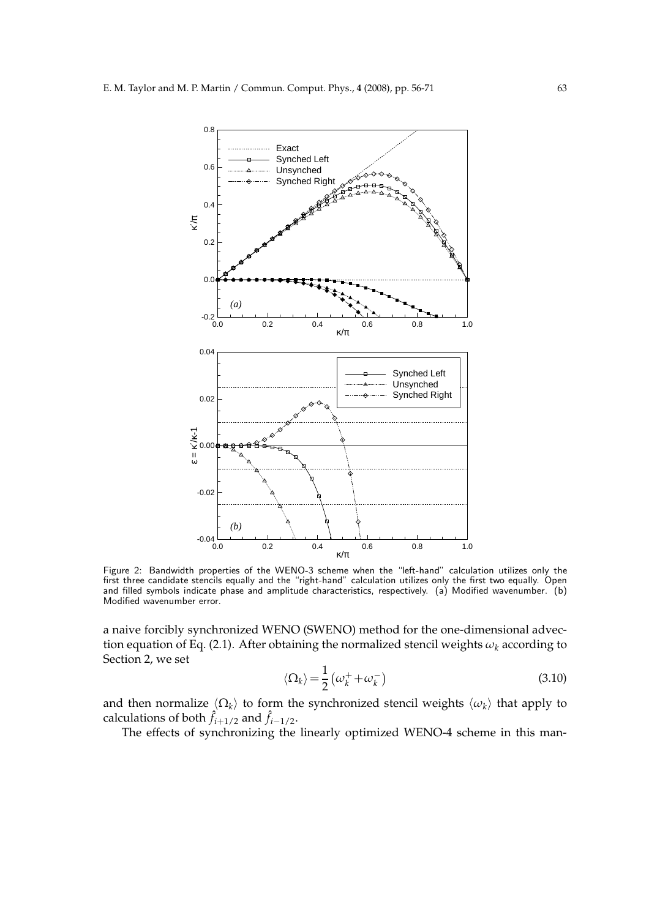Figure 2: Bandwidth properties of the WENO-3 scheme when the "left-hand" calculation utilizes only the first three candidate stencils equally and the "right-hand" calculation utilizes only the first two equally. Open and filled symbols indicate phase and amplitude characteristics, respectively. (a) Modified wavenumber. (b) Modified wavenumber error.

a naive forcibly synchronized WENO (SWENO) method for the one-dimensional advection equation of Eq. (2.1). After obtaining the normalized stencil weights $\omega_k$ according to Section 2, we set

$$\langle \Omega_k \rangle = \frac{1}{2}\left(\omega_k^+ + \omega_k^-\right) \tag{3.10}$$

and then normalize $\langle \Omega_k \rangle$ to form the synchronized stencil weights $\langle \omega_k \rangle$ that apply to calculations of both $\hat{f}_{i+1/2}$ and $\hat{f}_{i-1/2}$.

The effects of synchronizing the linearly optimized WENO-4 scheme in this man-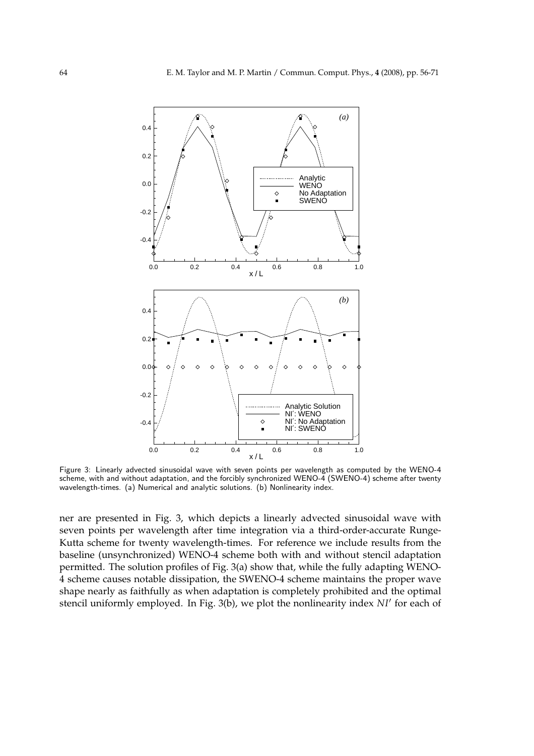Figure 3: Linearly advected sinusoidal wave with seven points per wavelength as computed by the WENO-4 scheme, with and without adaptation, and the forcibly synchronized WENO-4 (SWENO-4) scheme after twenty wavelength-times. (a) Numerical and analytic solutions. (b) Nonlinearity index.

ner are presented in Fig. 3, which depicts a linearly advected sinusoidal wave with seven points per wavelength after time integration via a third-order-accurate Runge-Kutta scheme for twenty wavelength-times. For reference we include results from the baseline (unsynchronized) WENO-4 scheme both with and without stencil adaptation permitted. The solution profiles of Fig. 3(a) show that, while the fully adapting WENO-4 scheme causes notable dissipation, the SWENO-4 scheme maintains the proper wave shape nearly as faithfully as when adaptation is completely prohibited and the optimal stencil uniformly employed. In Fig. 3(b), we plot the nonlinearity index $NI'$ for each of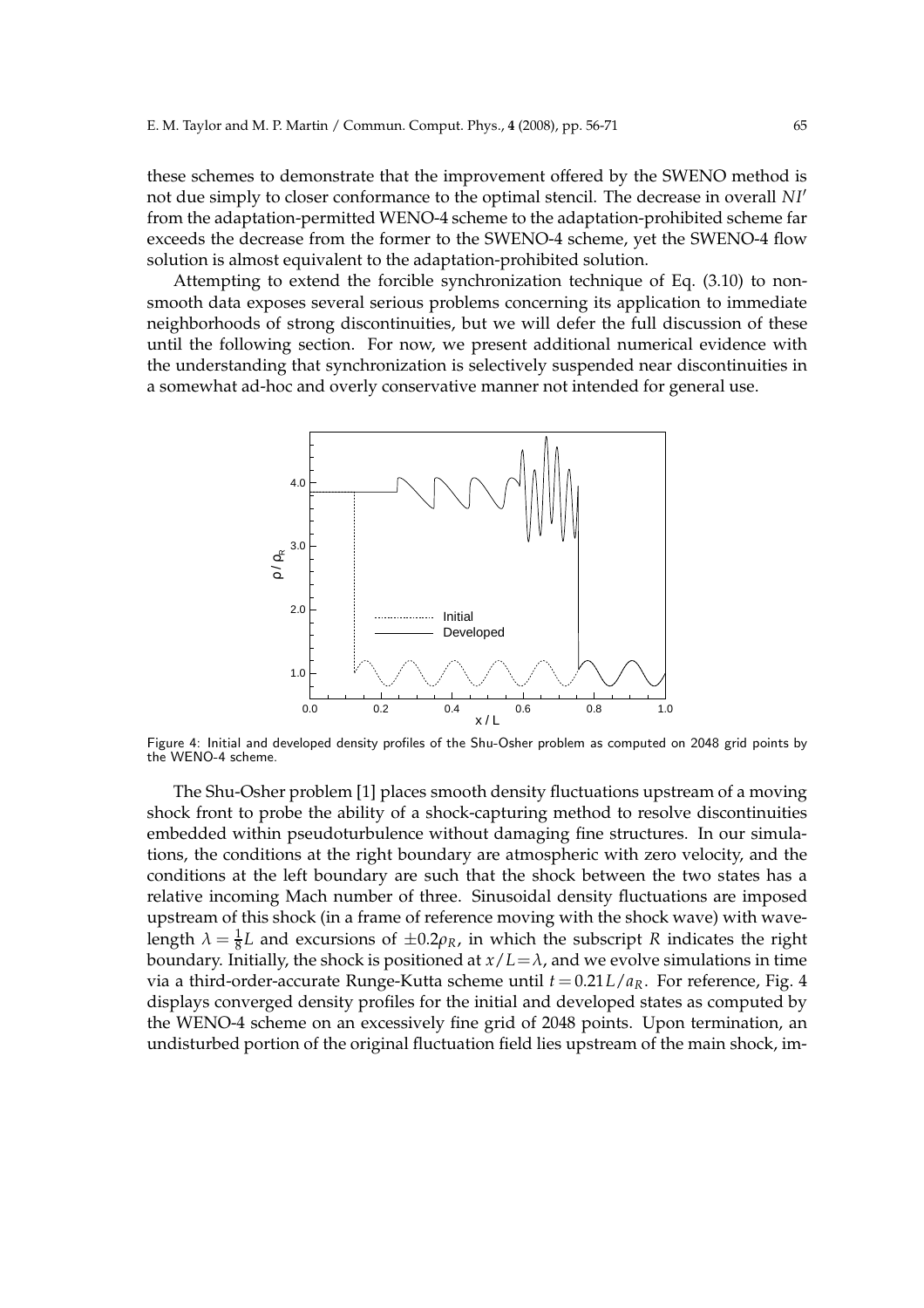these schemes to demonstrate that the improvement offered by the SWENO method is not due simply to closer conformance to the optimal stencil. The decrease in overall $NI'$ from the adaptation-permitted WENO-4 scheme to the adaptation-prohibited scheme far exceeds the decrease from the former to the SWENO-4 scheme, yet the SWENO-4 flow solution is almost equivalent to the adaptation-prohibited solution.

Attempting to extend the forcible synchronization technique of Eq. (3.10) to non-smooth data exposes several serious problems concerning its application to immediate neighborhoods of strong discontinuities, but we will defer the full discussion of these until the following section. For now, we present additional numerical evidence with the understanding that synchronization is selectively suspended near discontinuities in a somewhat ad-hoc and overly conservative manner not intended for general use.

Figure 4: Initial and developed density profiles of the Shu-Osher problem as computed on 2048 grid points by the WENO-4 scheme.

The Shu-Osher problem [1] places smooth density fluctuations upstream of a moving shock front to probe the ability of a shock-capturing method to resolve discontinuities embedded within pseudoturbulence without damaging fine structures. In our simulations, the conditions at the right boundary are atmospheric with zero velocity, and the conditions at the left boundary are such that the shock between the two states has a relative incoming Mach number of three. Sinusoidal density fluctuations are imposed upstream of this shock (in a frame of reference moving with the shock wave) with wavelength $\lambda = \frac{1}{8}L$ and excursions of $\pm 0.2\rho_R$, in which the subscript $R$ indicates the right boundary. Initially, the shock is positioned at $x/L = \lambda$, and we evolve simulations in time via a third-order-accurate Runge-Kutta scheme until $t = 0.21L/a_R$. For reference, Fig. 4 displays converged density profiles for the initial and developed states as computed by the WENO-4 scheme on an excessively fine grid of 2048 points. Upon termination, an undisturbed portion of the original fluctuation field lies upstream of the main shock, im-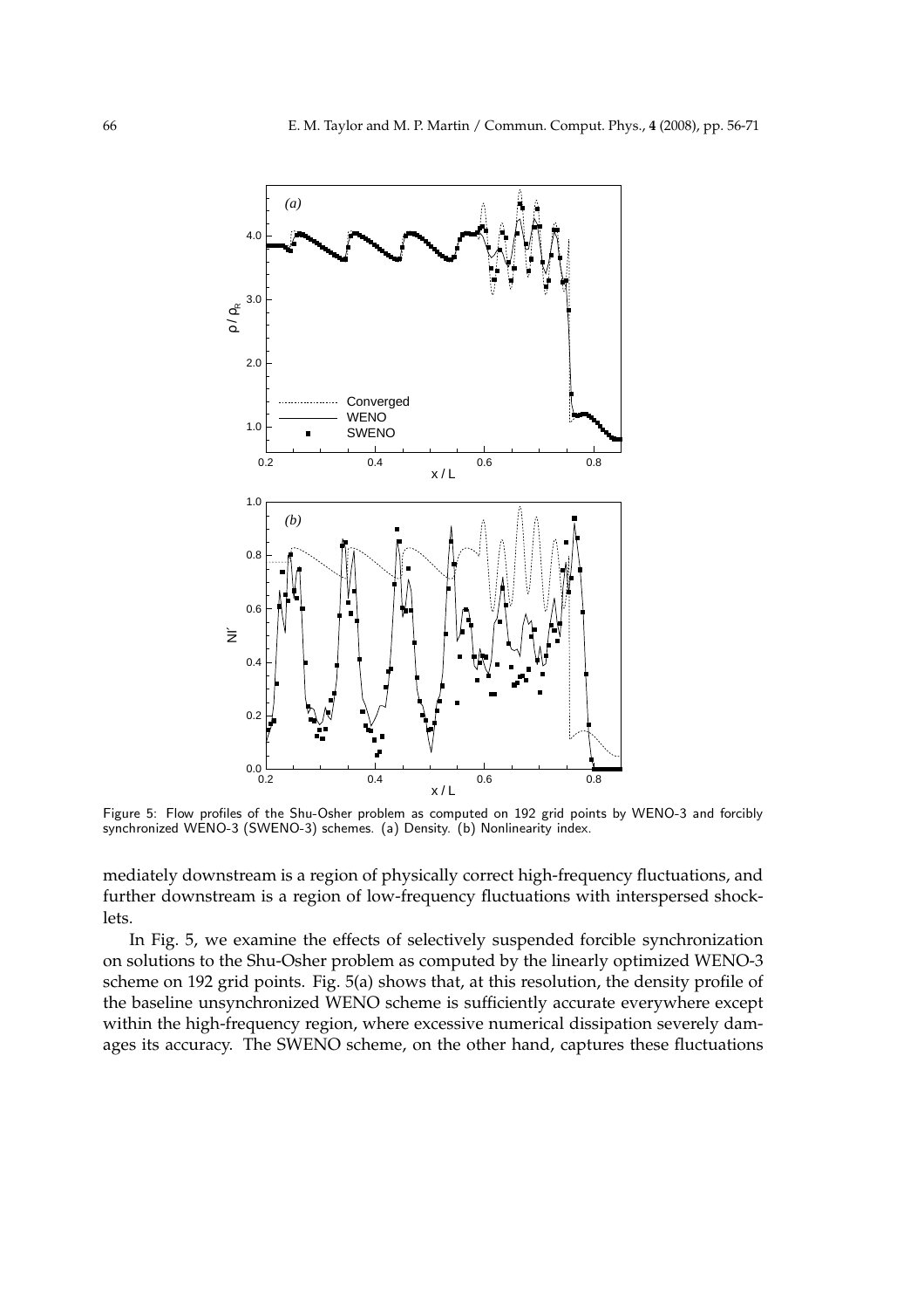Figure 5: Flow profiles of the Shu-Osher problem as computed on 192 grid points by WENO-3 and forcibly synchronized WENO-3 (SWENO-3) schemes. (a) Density. (b) Nonlinearity index.

mediately downstream is a region of physically correct high-frequency fluctuations, and further downstream is a region of low-frequency fluctuations with interspersed shocklets.

In Fig. 5, we examine the effects of selectively suspended forcible synchronization on solutions to the Shu-Osher problem as computed by the linearly optimized WENO-3 scheme on 192 grid points. Fig. 5(a) shows that, at this resolution, the density profile of the baseline unsynchronized WENO scheme is sufficiently accurate everywhere except within the high-frequency region, where excessive numerical dissipation severely damages its accuracy. The SWENO scheme, on the other hand, captures these fluctuations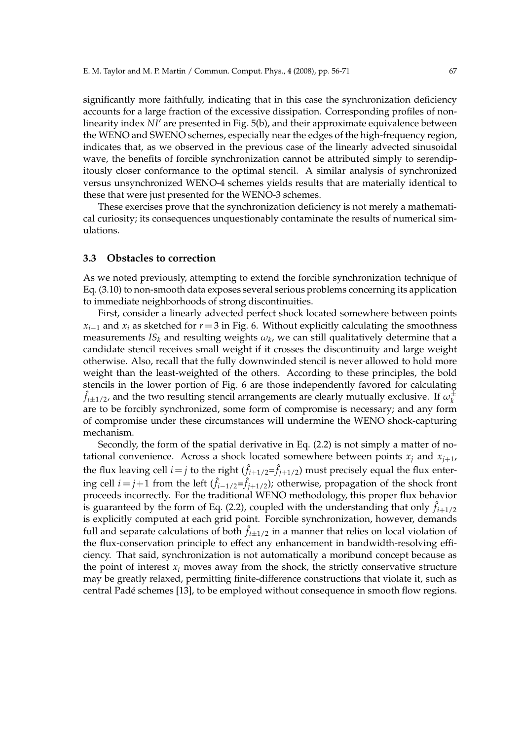significantly more faithfully, indicating that in this case the synchronization deficiency accounts for a large fraction of the excessive dissipation. Corresponding profiles of nonlinearity index $NI'$ are presented in Fig. 5(b), and their approximate equivalence between the WENO and SWENO schemes, especially near the edges of the high-frequency region, indicates that, as we observed in the previous case of the linearly advected sinusoidal wave, the benefits of forcible synchronization cannot be attributed simply to serendipitously closer conformance to the optimal stencil. A similar analysis of synchronized versus unsynchronized WENO-4 schemes yields results that are materially identical to these that were just presented for the WENO-3 schemes.

These exercises prove that the synchronization deficiency is not merely a mathematical curiosity; its consequences unquestionably contaminate the results of numerical simulations.

### 3.3 Obstacles to correction

As we noted previously, attempting to extend the forcible synchronization technique of Eq. (3.10) to non-smooth data exposes several serious problems concerning its application to immediate neighborhoods of strong discontinuities.

First, consider a linearly advected perfect shock located somewhere between points $x_{i-1}$ and $x_i$ as sketched for $r=3$ in Fig. 6. Without explicitly calculating the smoothness measurements $IS_k$ and resulting weights $\omega_k$, we can still qualitatively determine that a candidate stencil receives small weight if it crosses the discontinuity and large weight otherwise. Also, recall that the fully downwinded stencil is never allowed to hold more weight than the least-weighted of the others. According to these principles, the bold stencils in the lower portion of Fig. 6 are those independently favored for calculating $\hat{f}_{i\pm1/2}$, and the two resulting stencil arrangements are clearly mutually exclusive. If $\omega_k^{\pm}$ are to be forcibly synchronized, some form of compromise is necessary; and any form of compromise under these circumstances will undermine the WENO shock-capturing mechanism.

Secondly, the form of the spatial derivative in Eq. (2.2) is not simply a matter of notational convenience. Across a shock located somewhere between points $x_j$ and $x_{j+1}$, the flux leaving cell $i=j$ to the right ($\hat{f}_{i+1/2}$=$\hat{f}_{j+1/2}$) must precisely equal the flux entering cell $i=j+1$ from the left ($\hat{f}_{i-1/2}$=$\hat{f}_{j+1/2}$); otherwise, propagation of the shock front proceeds incorrectly. For the traditional WENO methodology, this proper flux behavior is guaranteed by the form of Eq. (2.2), coupled with the understanding that only $\hat{f}_{i+1/2}$ is explicitly computed at each grid point. Forcible synchronization, however, demands full and separate calculations of both $\hat{f}_{i\pm1/2}$ in a manner that relies on local violation of the flux-conservation principle to effect any enhancement in bandwidth-resolving efficiency. That said, synchronization is not automatically a moribund concept because as the point of interest $x_i$ moves away from the shock, the strictly conservative structure may be greatly relaxed, permitting finite-difference constructions that violate it, such as central Padé schemes [13], to be employed without consequence in smooth flow regions.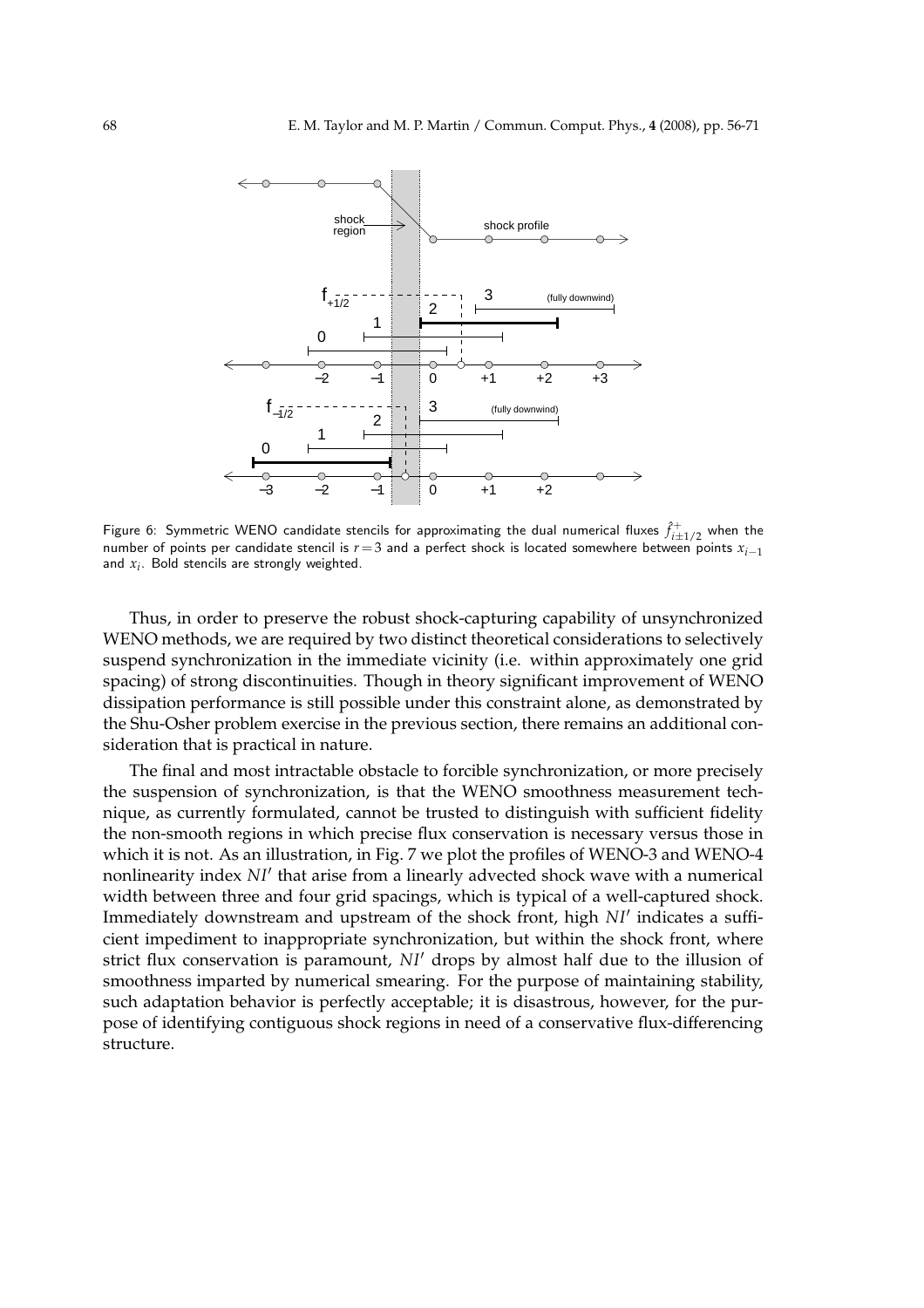Figure 6: Symmetric WENO candidate stencils for approximating the dual numerical fluxes $\hat{f}^{+}_{i\pm1/2}$ when the number of points per candidate stencil is $r=3$ and a perfect shock is located somewhere between points $x_{i-1}$ and $x_i$. Bold stencils are strongly weighted.

Thus, in order to preserve the robust shock-capturing capability of unsynchronized WENO methods, we are required by two distinct theoretical considerations to selectively suspend synchronization in the immediate vicinity (i.e. within approximately one grid spacing) of strong discontinuities. Though in theory significant improvement of WENO dissipation performance is still possible under this constraint alone, as demonstrated by the Shu-Osher problem exercise in the previous section, there remains an additional consideration that is practical in nature.

The final and most intractable obstacle to forcible synchronization, or more precisely the suspension of synchronization, is that the WENO smoothness measurement technique, as currently formulated, cannot be trusted to distinguish with sufficient fidelity the non-smooth regions in which precise flux conservation is necessary versus those in which it is not. As an illustration, in Fig. 7 we plot the profiles of WENO-3 and WENO-4 nonlinearity index $NI'$ that arise from a linearly advected shock wave with a numerical width between three and four grid spacings, which is typical of a well-captured shock. Immediately downstream and upstream of the shock front, high $NI'$ indicates a sufficient impediment to inappropriate synchronization, but within the shock front, where strict flux conservation is paramount, $NI'$ drops by almost half due to the illusion of smoothness imparted by numerical smearing. For the purpose of maintaining stability, such adaptation behavior is perfectly acceptable; it is disastrous, however, for the purpose of identifying contiguous shock regions in need of a conservative flux-differencing structure.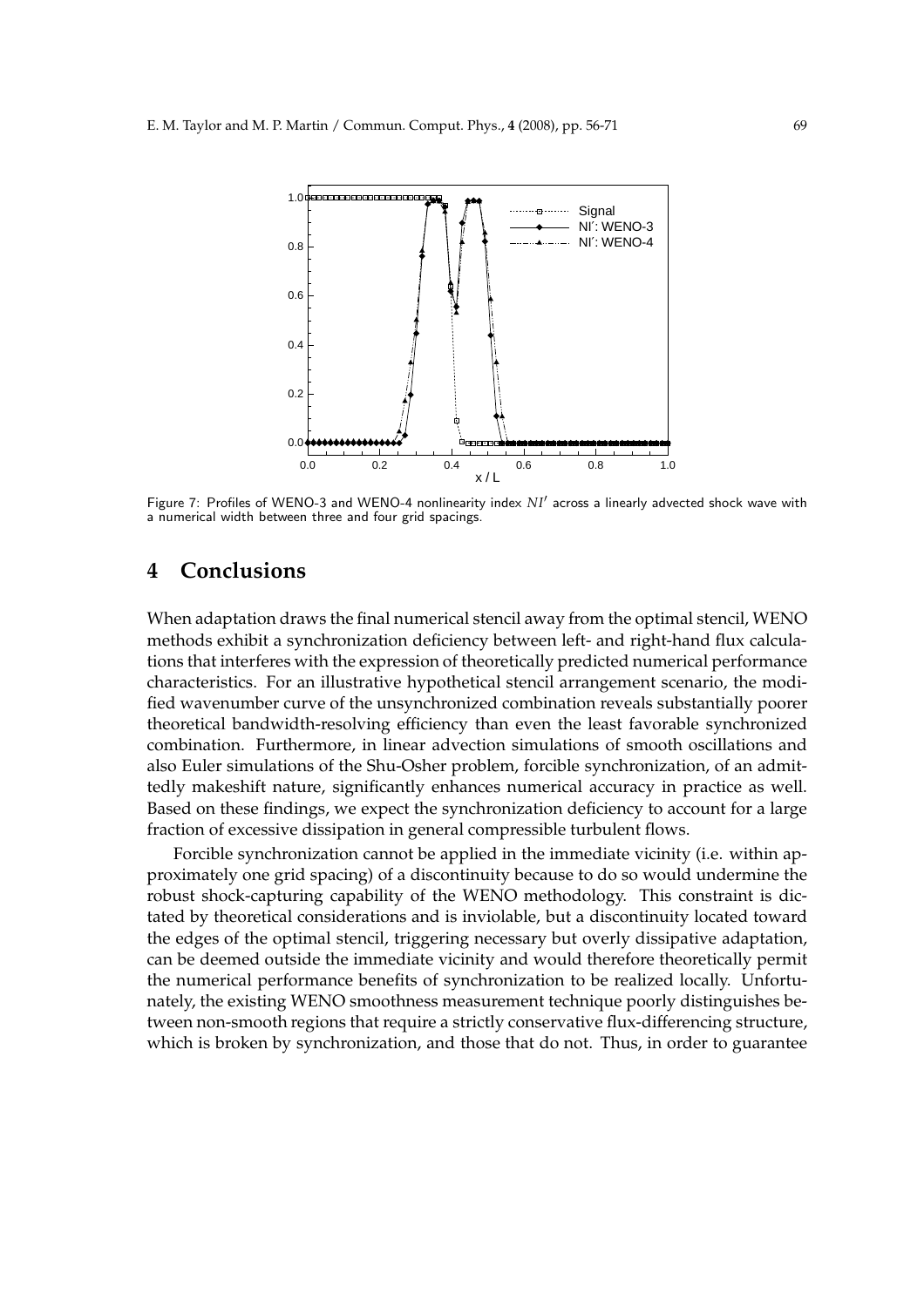Figure 7: Profiles of WENO-3 and WENO-4 nonlinearity index $NI'$ across a linearly advected shock wave with a numerical width between three and four grid spacings.

## 4 Conclusions

When adaptation draws the final numerical stencil away from the optimal stencil, WENO methods exhibit a synchronization deficiency between left- and right-hand flux calculations that interferes with the expression of theoretically predicted numerical performance characteristics. For an illustrative hypothetical stencil arrangement scenario, the modified wavenumber curve of the unsynchronized combination reveals substantially poorer theoretical bandwidth-resolving efficiency than even the least favorable synchronized combination. Furthermore, in linear advection simulations of smooth oscillations and also Euler simulations of the Shu-Osher problem, forcible synchronization, of an admittedly makeshift nature, significantly enhances numerical accuracy in practice as well. Based on these findings, we expect the synchronization deficiency to account for a large fraction of excessive dissipation in general compressible turbulent flows.

Forcible synchronization cannot be applied in the immediate vicinity (i.e. within approximately one grid spacing) of a discontinuity because to do so would undermine the robust shock-capturing capability of the WENO methodology. This constraint is dictated by theoretical considerations and is inviolable, but a discontinuity located toward the edges of the optimal stencil, triggering necessary but overly dissipative adaptation, can be deemed outside the immediate vicinity and would therefore theoretically permit the numerical performance benefits of synchronization to be realized locally. Unfortunately, the existing WENO smoothness measurement technique poorly distinguishes between non-smooth regions that require a strictly conservative flux-differencing structure, which is broken by synchronization, and those that do not. Thus, in order to guarantee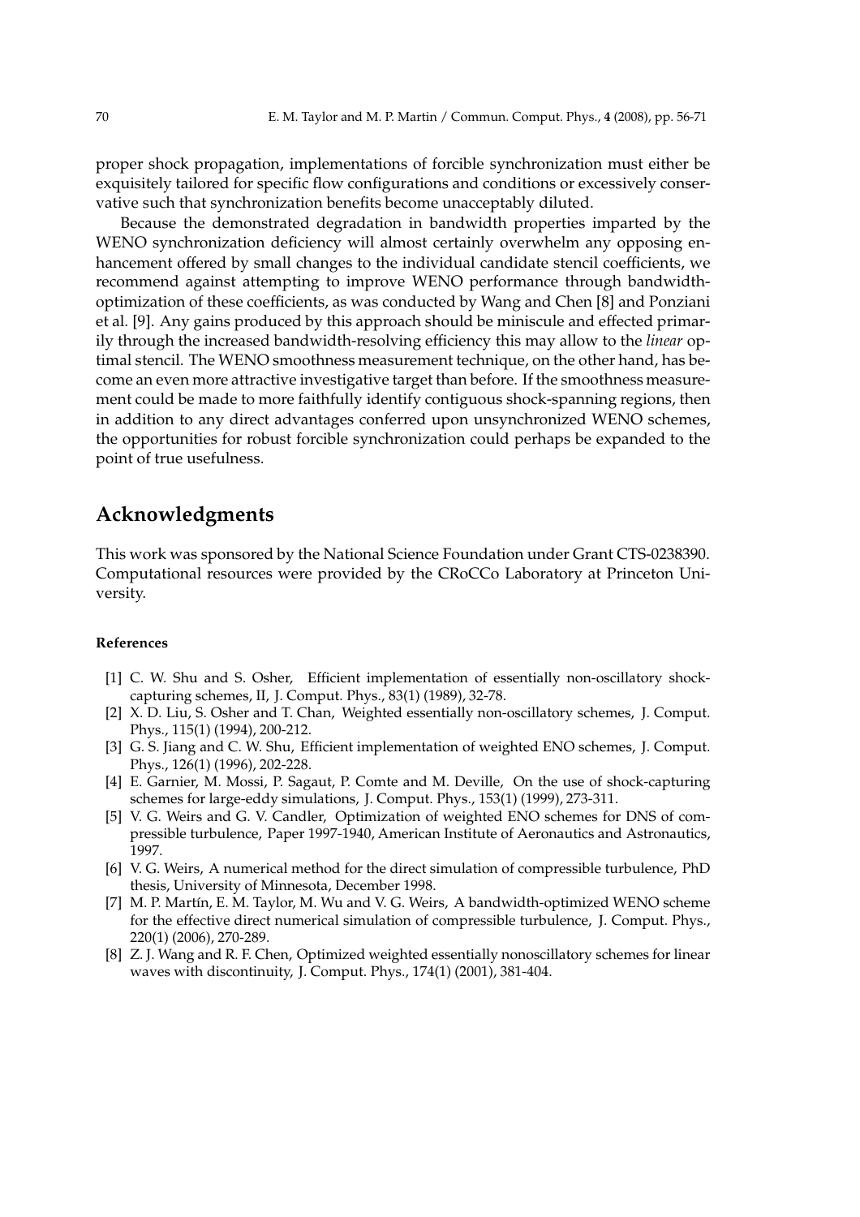proper shock propagation, implementations of forcible synchronization must either be exquisitely tailored for specific flow configurations and conditions or excessively conservative such that synchronization benefits become unacceptably diluted.

Because the demonstrated degradation in bandwidth properties imparted by the WENO synchronization deficiency will almost certainly overwhelm any opposing enhancement offered by small changes to the individual candidate stencil coefficients, we recommend against attempting to improve WENO performance through bandwidth-optimization of these coefficients, as was conducted by Wang and Chen [8] and Ponziani et al. [9]. Any gains produced by this approach should be miniscule and effected primarily through the increased bandwidth-resolving efficiency this may allow to the *linear* optimal stencil. The WENO smoothness measurement technique, on the other hand, has become an even more attractive investigative target than before. If the smoothness measurement could be made to more faithfully identify contiguous shock-spanning regions, then in addition to any direct advantages conferred upon unsynchronized WENO schemes, the opportunities for robust forcible synchronization could perhaps be expanded to the point of true usefulness.

## Acknowledgments

This work was sponsored by the National Science Foundation under Grant CTS-0238390. Computational resources were provided by the CRoCCo Laboratory at Princeton University.

### References

[1] C. W. Shu and S. Osher, Efficient implementation of essentially non-oscillatory shock-capturing schemes, II, J. Comput. Phys., 83(1) (1989), 32-78.

[2] X. D. Liu, S. Osher and T. Chan, Weighted essentially non-oscillatory schemes, J. Comput. Phys., 115(1) (1994), 200-212.

[3] G. S. Jiang and C. W. Shu, Efficient implementation of weighted ENO schemes, J. Comput. Phys., 126(1) (1996), 202-228.

[4] E. Garnier, M. Mossi, P. Sagaut, P. Comte and M. Deville, On the use of shock-capturing schemes for large-eddy simulations, J. Comput. Phys., 153(1) (1999), 273-311.

[5] V. G. Weirs and G. V. Candler, Optimization of weighted ENO schemes for DNS of compressible turbulence, Paper 1997-1940, American Institute of Aeronautics and Astronautics, 1997.

[6] V. G. Weirs, A numerical method for the direct simulation of compressible turbulence, PhD thesis, University of Minnesota, December 1998.

[7] M. P. Martín, E. M. Taylor, M. Wu and V. G. Weirs, A bandwidth-optimized WENO scheme for the effective direct numerical simulation of compressible turbulence, J. Comput. Phys., 220(1) (2006), 270-289.

[8] Z. J. Wang and R. F. Chen, Optimized weighted essentially nonoscillatory schemes for linear waves with discontinuity, J. Comput. Phys., 174(1) (2001), 381-404.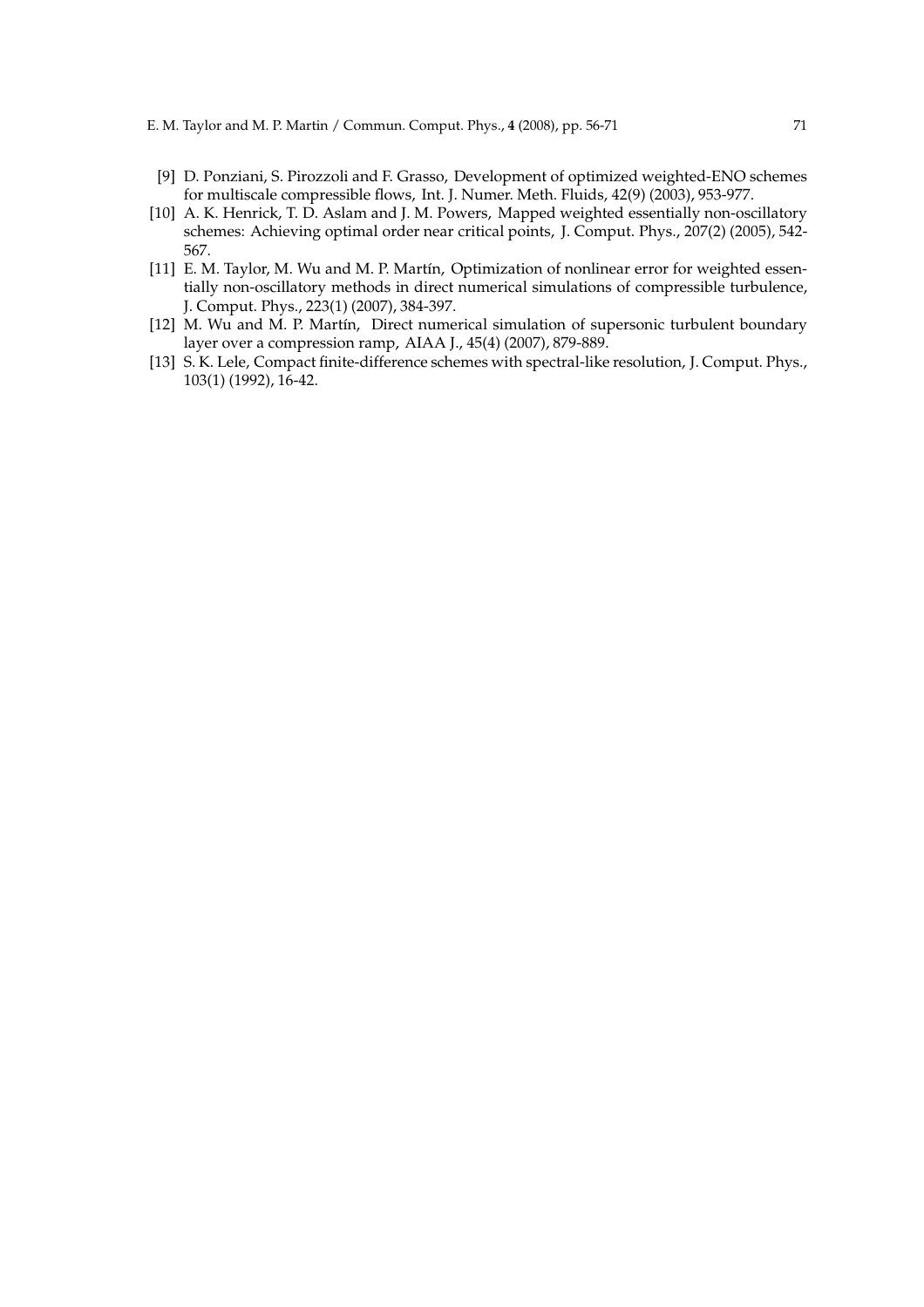[9] D. Ponziani, S. Pirozzoli and F. Grasso, Development of optimized weighted-ENO schemes for multiscale compressible flows, Int. J. Numer. Meth. Fluids, 42(9) (2003), 953-977.

[10] A. K. Henrick, T. D. Aslam and J. M. Powers, Mapped weighted essentially non-oscillatory schemes: Achieving optimal order near critical points, J. Comput. Phys., 207(2) (2005), 542-567.

[11] E. M. Taylor, M. Wu and M. P. Martín, Optimization of nonlinear error for weighted essentially non-oscillatory methods in direct numerical simulations of compressible turbulence, J. Comput. Phys., 223(1) (2007), 384-397.

[12] M. Wu and M. P. Martín, Direct numerical simulation of supersonic turbulent boundary layer over a compression ramp, AIAA J., 45(4) (2007), 879-889.

[13] S. K. Lele, Compact finite-difference schemes with spectral-like resolution, J. Comput. Phys., 103(1) (1992), 16-42.